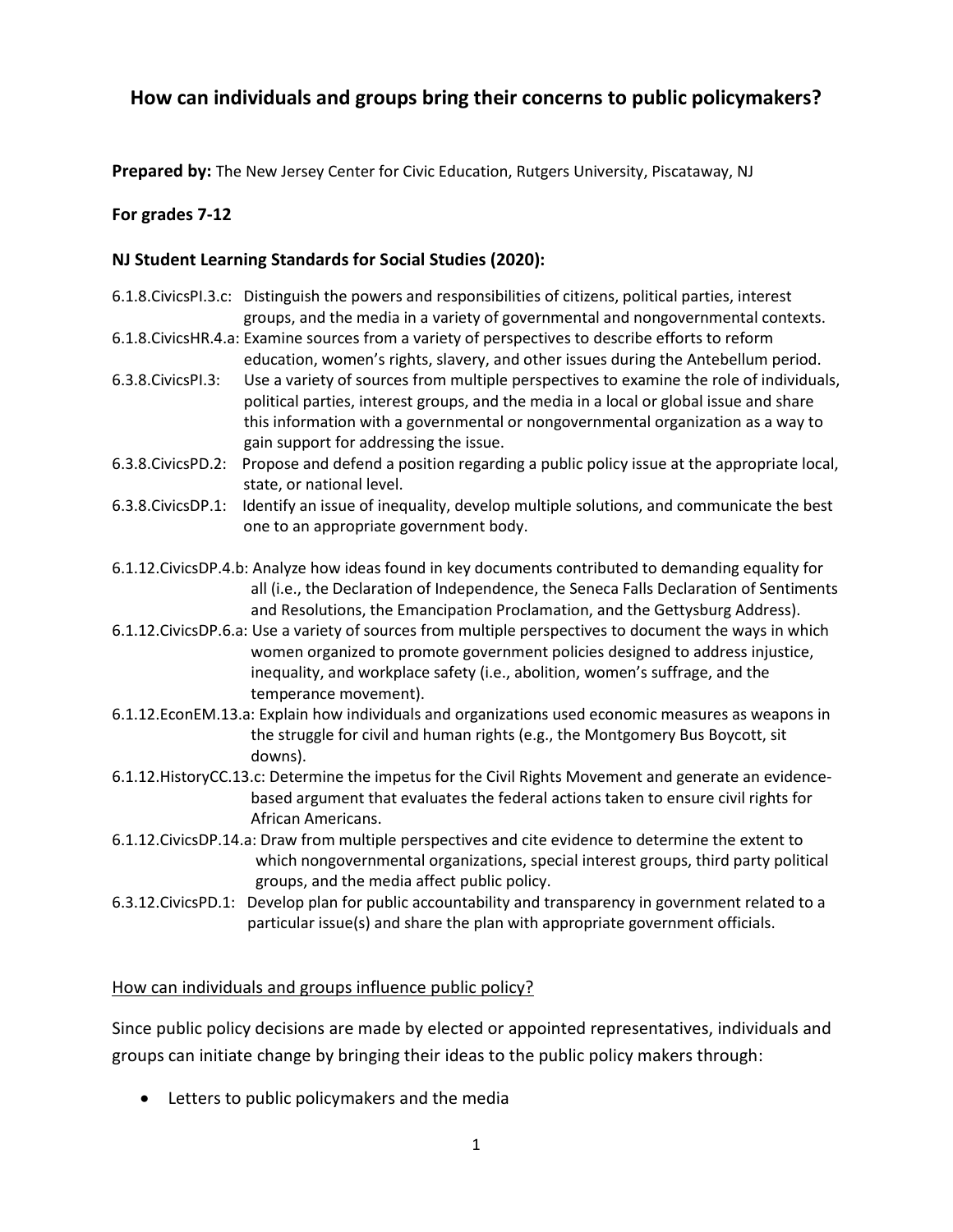# How can individuals and groups bring their concerns to public policymakers?

**Prepared by:** The New Jersey Center for Civic Education, Rutgers University, Piscataway, NJ

**For grades 7-12**

**NJ Student Learning Standards for Social Studies (2020):**

6.1.8.CivicsPI.3.c: Distinguish the powers and responsibilities of citizens, political parties, interest groups, and the media in a variety of governmental and nongovernmental contexts.

6.1.8.CivicsHR.4.a: Examine sources from a variety of perspectives to describe efforts to reform education, women's rights, slavery, and other issues during the Antebellum period.

6.3.8.CivicsPI.3: Use a variety of sources from multiple perspectives to examine the role of individuals, political parties, interest groups, and the media in a local or global issue and share this information with a governmental or nongovernmental organization as a way to gain support for addressing the issue.

6.3.8.CivicsPD.2: Propose and defend a position regarding a public policy issue at the appropriate local, state, or national level.

6.3.8.CivicsDP.1: Identify an issue of inequality, develop multiple solutions, and communicate the best one to an appropriate government body.

6.1.12.CivicsDP.4.b: Analyze how ideas found in key documents contributed to demanding equality for all (i.e., the Declaration of Independence, the Seneca Falls Declaration of Sentiments and Resolutions, the Emancipation Proclamation, and the Gettysburg Address).

6.1.12.CivicsDP.6.a: Use a variety of sources from multiple perspectives to document the ways in which women organized to promote government policies designed to address injustice, inequality, and workplace safety (i.e., abolition, women's suffrage, and the temperance movement).

6.1.12.EconEM.13.a: Explain how individuals and organizations used economic measures as weapons in the struggle for civil and human rights (e.g., the Montgomery Bus Boycott, sit downs).

6.1.12.HistoryCC.13.c: Determine the impetus for the Civil Rights Movement and generate an evidence-based argument that evaluates the federal actions taken to ensure civil rights for African Americans.

6.1.12.CivicsDP.14.a: Draw from multiple perspectives and cite evidence to determine the extent to which nongovernmental organizations, special interest groups, third party political groups, and the media affect public policy.

6.3.12.CivicsPD.1: Develop plan for public accountability and transparency in government related to a particular issue(s) and share the plan with appropriate government officials.

## How can individuals and groups influence public policy?

Since public policy decisions are made by elected or appointed representatives, individuals and groups can initiate change by bringing their ideas to the public policy makers through:

- Letters to public policymakers and the media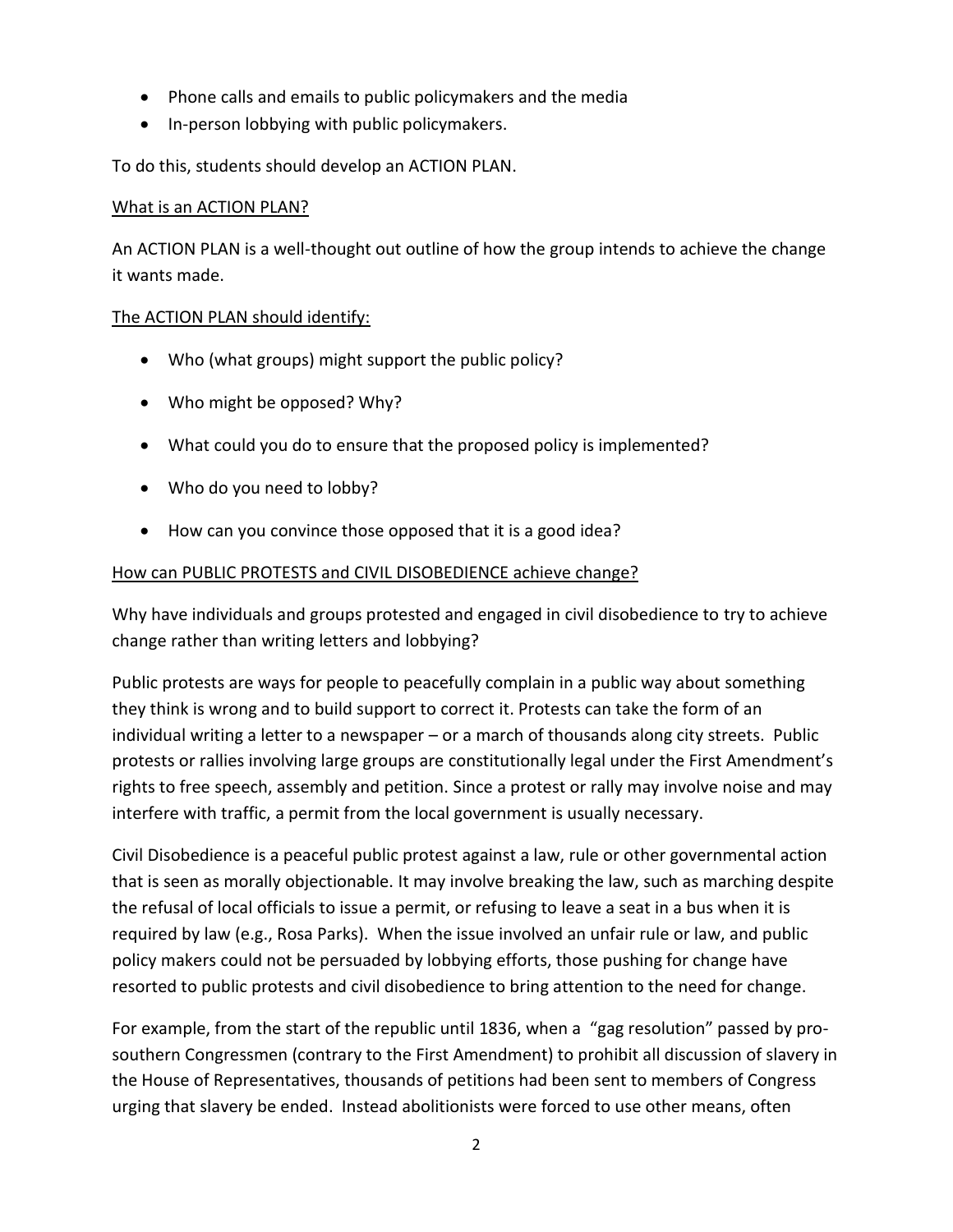- Phone calls and emails to public policymakers and the media
- In-person lobbying with public policymakers.

To do this, students should develop an ACTION PLAN.

<u>What is an ACTION PLAN?</u>

An ACTION PLAN is a well-thought out outline of how the group intends to achieve the change it wants made.

<u>The ACTION PLAN should identify:</u>

- Who (what groups) might support the public policy?
- Who might be opposed? Why?
- What could you do to ensure that the proposed policy is implemented?
- Who do you need to lobby?
- How can you convince those opposed that it is a good idea?

<u>How can PUBLIC PROTESTS and CIVIL DISOBEDIENCE achieve change?</u>

Why have individuals and groups protested and engaged in civil disobedience to try to achieve change rather than writing letters and lobbying?

Public protests are ways for people to peacefully complain in a public way about something they think is wrong and to build support to correct it. Protests can take the form of an individual writing a letter to a newspaper – or a march of thousands along city streets. Public protests or rallies involving large groups are constitutionally legal under the First Amendment's rights to free speech, assembly and petition. Since a protest or rally may involve noise and may interfere with traffic, a permit from the local government is usually necessary.

Civil Disobedience is a peaceful public protest against a law, rule or other governmental action that is seen as morally objectionable. It may involve breaking the law, such as marching despite the refusal of local officials to issue a permit, or refusing to leave a seat in a bus when it is required by law (e.g., Rosa Parks). When the issue involved an unfair rule or law, and public policy makers could not be persuaded by lobbying efforts, those pushing for change have resorted to public protests and civil disobedience to bring attention to the need for change.

For example, from the start of the republic until 1836, when a "gag resolution" passed by pro-southern Congressmen (contrary to the First Amendment) to prohibit all discussion of slavery in the House of Representatives, thousands of petitions had been sent to members of Congress urging that slavery be ended. Instead abolitionists were forced to use other means, often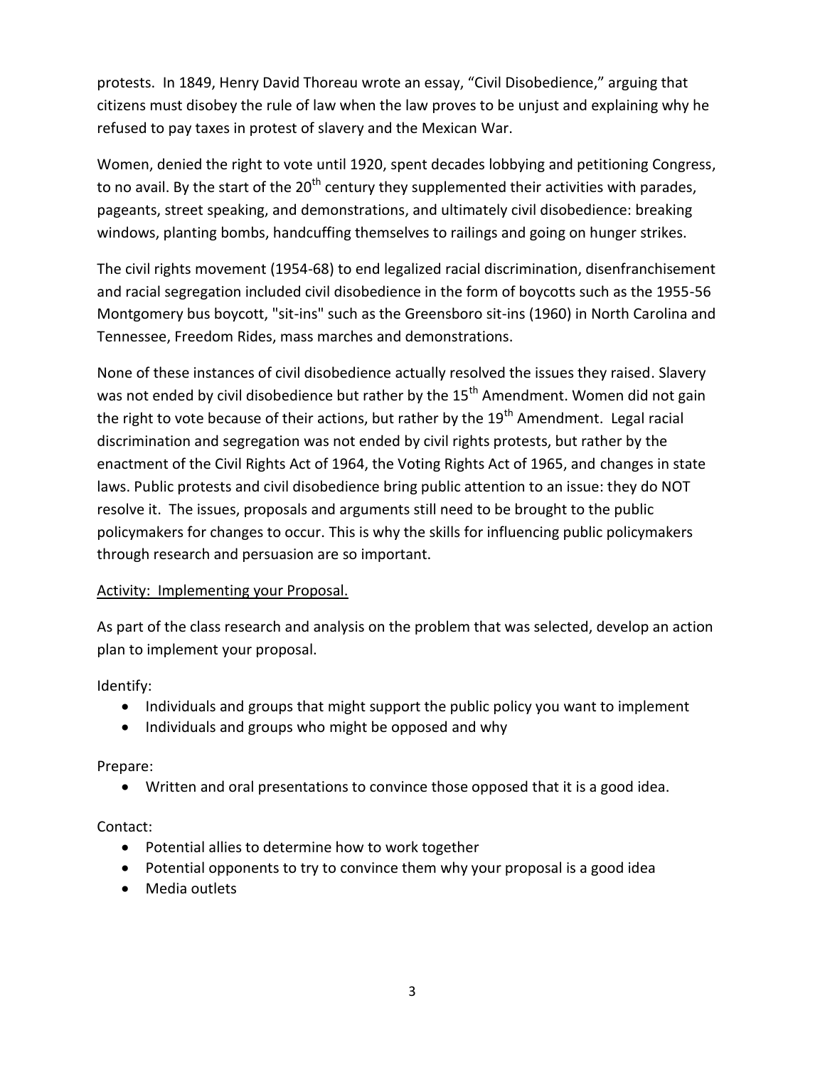protests. In 1849, Henry David Thoreau wrote an essay, "Civil Disobedience," arguing that citizens must disobey the rule of law when the law proves to be unjust and explaining why he refused to pay taxes in protest of slavery and the Mexican War.

Women, denied the right to vote until 1920, spent decades lobbying and petitioning Congress, to no avail. By the start of the 20th century they supplemented their activities with parades, pageants, street speaking, and demonstrations, and ultimately civil disobedience: breaking windows, planting bombs, handcuffing themselves to railings and going on hunger strikes.

The civil rights movement (1954-68) to end legalized racial discrimination, disenfranchisement and racial segregation included civil disobedience in the form of boycotts such as the 1955-56 Montgomery bus boycott, "sit-ins" such as the Greensboro sit-ins (1960) in North Carolina and Tennessee, Freedom Rides, mass marches and demonstrations.

None of these instances of civil disobedience actually resolved the issues they raised. Slavery was not ended by civil disobedience but rather by the 15th Amendment. Women did not gain the right to vote because of their actions, but rather by the 19th Amendment. Legal racial discrimination and segregation was not ended by civil rights protests, but rather by the enactment of the Civil Rights Act of 1964, the Voting Rights Act of 1965, and changes in state laws. Public protests and civil disobedience bring public attention to an issue: they do NOT resolve it. The issues, proposals and arguments still need to be brought to the public policymakers for changes to occur. This is why the skills for influencing public policymakers through research and persuasion are so important.

<u>Activity: Implementing your Proposal.</u>

As part of the class research and analysis on the problem that was selected, develop an action plan to implement your proposal.

Identify:

- Individuals and groups that might support the public policy you want to implement
- Individuals and groups who might be opposed and why

Prepare:

- Written and oral presentations to convince those opposed that it is a good idea.

Contact:

- Potential allies to determine how to work together
- Potential opponents to try to convince them why your proposal is a good idea
- Media outlets